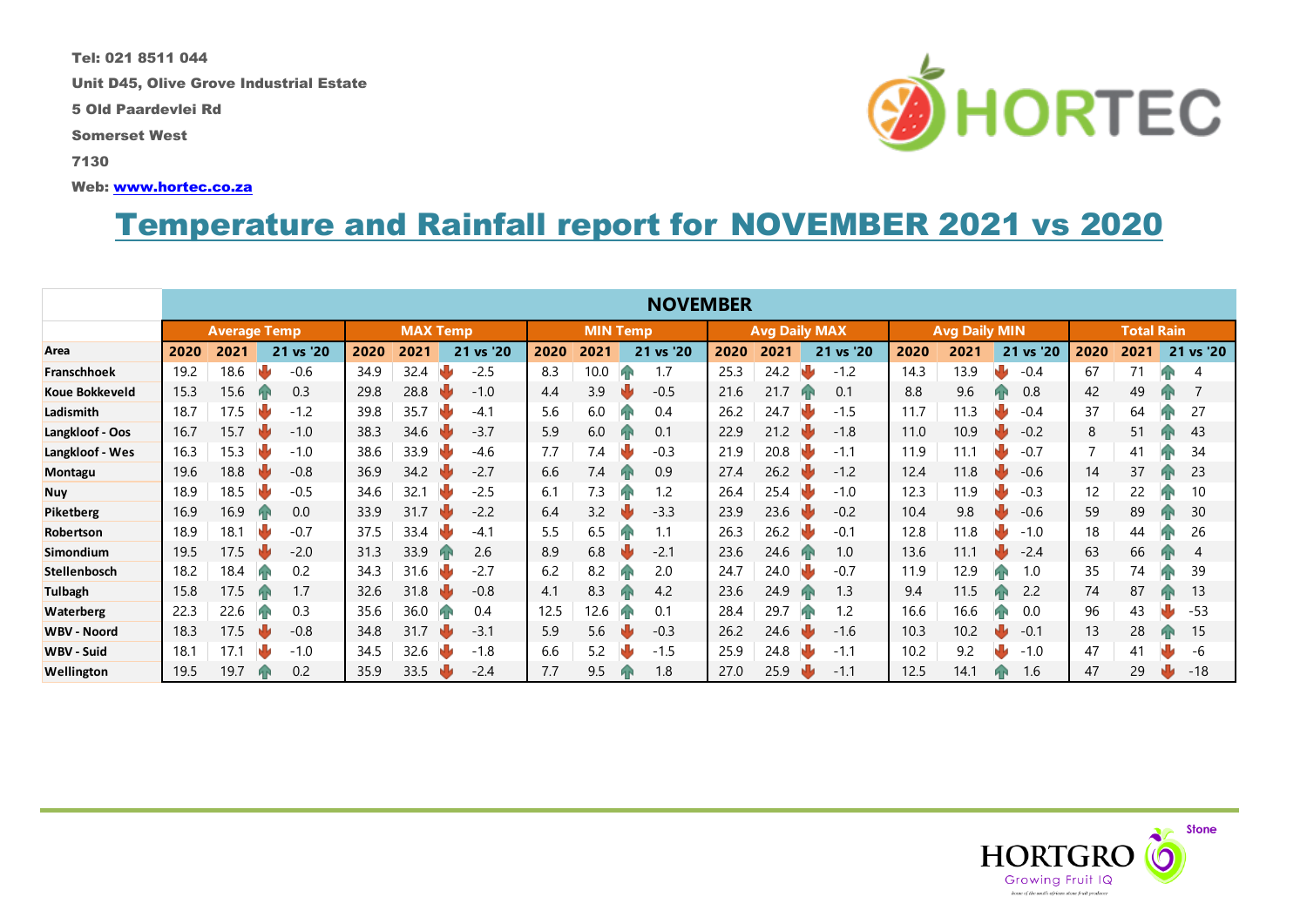Tel: 021 8511 044

Unit D45, Olive Grove Industrial Estate

5 Old Paardevlei Rd

Somerset West

7130

Web: www.hortec.co.za

# Temperature and Rainfall report for NOVEMBER 2021 vs 2020

| | NOVEMBER | | | | | | | | | | | | | | | | | |
|---|---|---|---|---|---|---|---|---|---|---|---|---|---|---|---|---|---|---|
| | Average Temp | | | MAX Temp | | | MIN Temp | | | Avg Daily MAX | | | Avg Daily MIN | | | Total Rain | | |
| **Area** | **2020** | **2021** | **21 vs '20** | **2020** | **2021** | **21 vs '20** | **2020** | **2021** | **21 vs '20** | **2020** | **2021** | **21 vs '20** | **2020** | **2021** | **21 vs '20** | **2020** | **2021** | **21 vs '20** |
| **Franschhoek** | 19.2 | 18.6 | -0.6 | 34.9 | 32.4 | -2.5 | 8.3 | 10.0 | 1.7 | 25.3 | 24.2 | -1.2 | 14.3 | 13.9 | -0.4 | 67 | 71 | 4 |
| **Koue Bokkeveld** | 15.3 | 15.6 | 0.3 | 29.8 | 28.8 | -1.0 | 4.4 | 3.9 | -0.5 | 21.6 | 21.7 | 0.1 | 8.8 | 9.6 | 0.8 | 42 | 49 | 7 |
| **Ladismith** | 18.7 | 17.5 | -1.2 | 39.8 | 35.7 | -4.1 | 5.6 | 6.0 | 0.4 | 26.2 | 24.7 | -1.5 | 11.7 | 11.3 | -0.4 | 37 | 64 | 27 |
| **Langkloof - Oos** | 16.7 | 15.7 | -1.0 | 38.3 | 34.6 | -3.7 | 5.9 | 6.0 | 0.1 | 22.9 | 21.2 | -1.8 | 11.0 | 10.9 | -0.2 | 8 | 51 | 43 |
| **Langkloof - Wes** | 16.3 | 15.3 | -1.0 | 38.6 | 33.9 | -4.6 | 7.7 | 7.4 | -0.3 | 21.9 | 20.8 | -1.1 | 11.9 | 11.1 | -0.7 | 7 | 41 | 34 |
| **Montagu** | 19.6 | 18.8 | -0.8 | 36.9 | 34.2 | -2.7 | 6.6 | 7.4 | 0.9 | 27.4 | 26.2 | -1.2 | 12.4 | 11.8 | -0.6 | 14 | 37 | 23 |
| **Nuy** | 18.9 | 18.5 | -0.5 | 34.6 | 32.1 | -2.5 | 6.1 | 7.3 | 1.2 | 26.4 | 25.4 | -1.0 | 12.3 | 11.9 | -0.3 | 12 | 22 | 10 |
| **Piketberg** | 16.9 | 16.9 | 0.0 | 33.9 | 31.7 | -2.2 | 6.4 | 3.2 | -3.3 | 23.9 | 23.6 | -0.2 | 10.4 | 9.8 | -0.6 | 59 | 89 | 30 |
| **Robertson** | 18.9 | 18.1 | -0.7 | 37.5 | 33.4 | -4.1 | 5.5 | 6.5 | 1.1 | 26.3 | 26.2 | -0.1 | 12.8 | 11.8 | -1.0 | 18 | 44 | 26 |
| **Simondium** | 19.5 | 17.5 | -2.0 | 31.3 | 33.9 | 2.6 | 8.9 | 6.8 | -2.1 | 23.6 | 24.6 | 1.0 | 13.6 | 11.1 | -2.4 | 63 | 66 | 4 |
| **Stellenbosch** | 18.2 | 18.4 | 0.2 | 34.3 | 31.6 | -2.7 | 6.2 | 8.2 | 2.0 | 24.7 | 24.0 | -0.7 | 11.9 | 12.9 | 1.0 | 35 | 74 | 39 |
| **Tulbagh** | 15.8 | 17.5 | 1.7 | 32.6 | 31.8 | -0.8 | 4.1 | 8.3 | 4.2 | 23.6 | 24.9 | 1.3 | 9.4 | 11.5 | 2.2 | 74 | 87 | 13 |
| **Waterberg** | 22.3 | 22.6 | 0.3 | 35.6 | 36.0 | 0.4 | 12.5 | 12.6 | 0.1 | 28.4 | 29.7 | 1.2 | 16.6 | 16.6 | 0.0 | 96 | 43 | -53 |
| **WBV - Noord** | 18.3 | 17.5 | -0.8 | 34.8 | 31.7 | -3.1 | 5.9 | 5.6 | -0.3 | 26.2 | 24.6 | -1.6 | 10.3 | 10.2 | -0.1 | 13 | 28 | 15 |
| **WBV - Suid** | 18.1 | 17.1 | -1.0 | 34.5 | 32.6 | -1.8 | 6.6 | 5.2 | -1.5 | 25.9 | 24.8 | -1.1 | 10.2 | 9.2 | -1.0 | 47 | 41 | -6 |
| **Wellington** | 19.5 | 19.7 | 0.2 | 35.9 | 33.5 | -2.4 | 7.7 | 9.5 | 1.8 | 27.0 | 25.9 | -1.1 | 12.5 | 14.1 | 1.6 | 47 | 29 | -18 |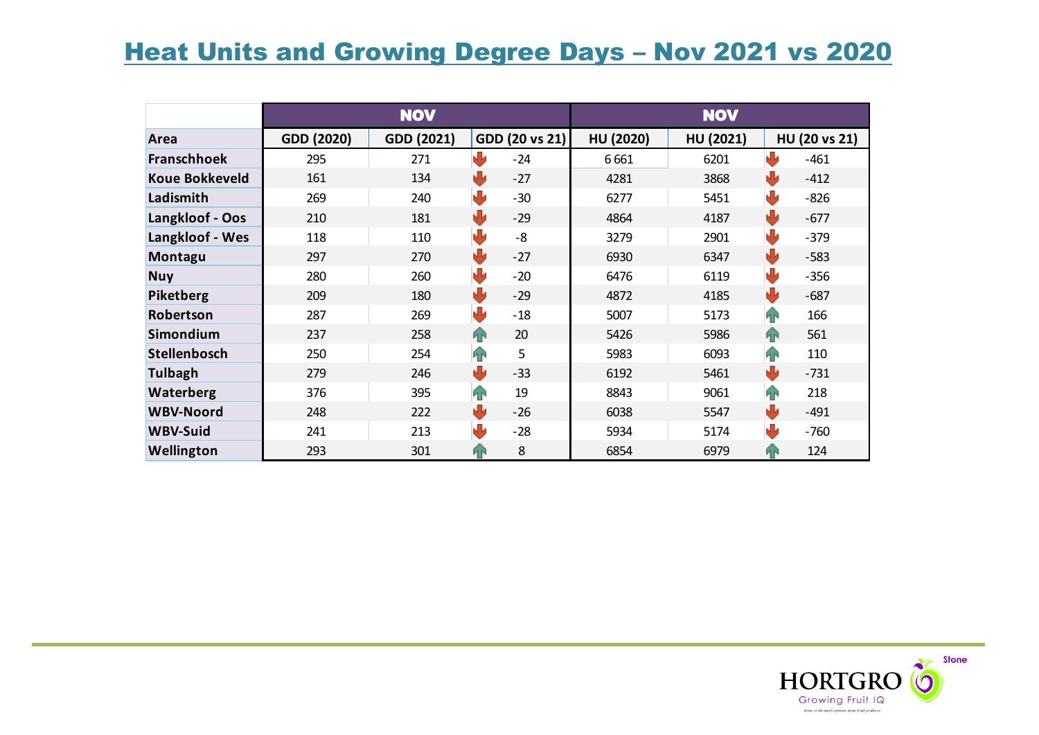# Heat Units and Growing Degree Days – Nov 2021 vs 2020

| | NOV | | | NOV | | |
|---|---|---|---|---|---|---|
| **Area** | **GDD (2020)** | **GDD (2021)** | **GDD (20 vs 21)** | **HU (2020)** | **HU (2021)** | **HU (20 vs 21)** |
| **Franschhoek** | 295 | 271 | -24 | 6 661 | 6201 | -461 |
| **Koue Bokkeveld** | 161 | 134 | -27 | 4281 | 3868 | -412 |
| **Ladismith** | 269 | 240 | -30 | 6277 | 5451 | -826 |
| **Langkloof - Oos** | 210 | 181 | -29 | 4864 | 4187 | -677 |
| **Langkloof - Wes** | 118 | 110 | -8 | 3279 | 2901 | -379 |
| **Montagu** | 297 | 270 | -27 | 6930 | 6347 | -583 |
| **Nuy** | 280 | 260 | -20 | 6476 | 6119 | -356 |
| **Piketberg** | 209 | 180 | -29 | 4872 | 4185 | -687 |
| **Robertson** | 287 | 269 | -18 | 5007 | 5173 | 166 |
| **Simondium** | 237 | 258 | 20 | 5426 | 5986 | 561 |
| **Stellenbosch** | 250 | 254 | 5 | 5983 | 6093 | 110 |
| **Tulbagh** | 279 | 246 | -33 | 6192 | 5461 | -731 |
| **Waterberg** | 376 | 395 | 19 | 8843 | 9061 | 218 |
| **WBV-Noord** | 248 | 222 | -26 | 6038 | 5547 | -491 |
| **WBV-Suid** | 241 | 213 | -28 | 5934 | 5174 | -760 |
| **Wellington** | 293 | 301 | 8 | 6854 | 6979 | 124 |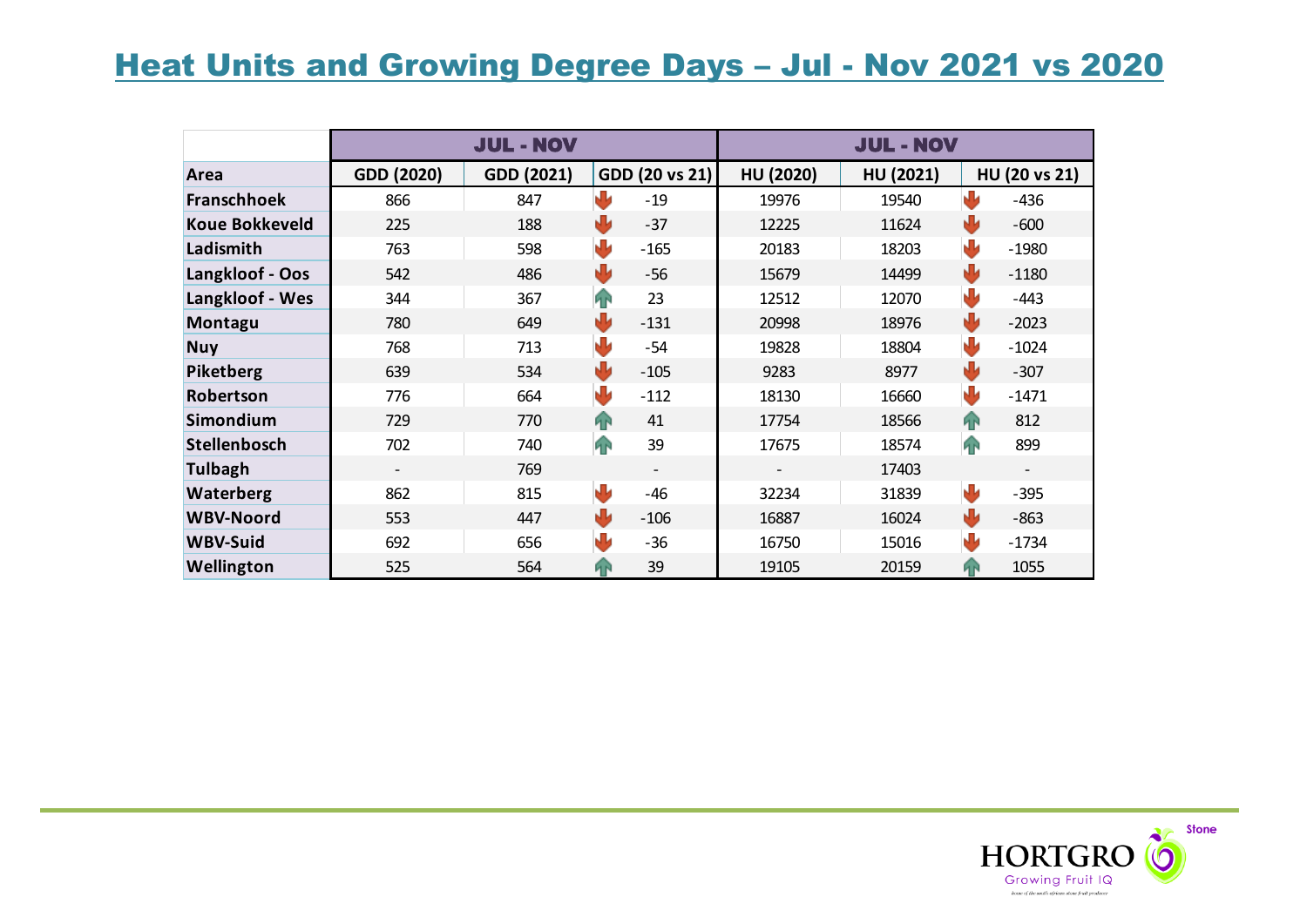# Heat Units and Growing Degree Days – Jul - Nov 2021 vs 2020

| | JUL - NOV | | | JUL - NOV | | |
|---|---|---|---|---|---|---|
| **Area** | **GDD (2020)** | **GDD (2021)** | **GDD (20 vs 21)** | **HU (2020)** | **HU (2021)** | **HU (20 vs 21)** |
| **Franschhoek** | 866 | 847 | -19 | 19976 | 19540 | -436 |
| **Koue Bokkeveld** | 225 | 188 | -37 | 12225 | 11624 | -600 |
| **Ladismith** | 763 | 598 | -165 | 20183 | 18203 | -1980 |
| **Langkloof - Oos** | 542 | 486 | -56 | 15679 | 14499 | -1180 |
| **Langkloof - Wes** | 344 | 367 | 23 | 12512 | 12070 | -443 |
| **Montagu** | 780 | 649 | -131 | 20998 | 18976 | -2023 |
| **Nuy** | 768 | 713 | -54 | 19828 | 18804 | -1024 |
| **Piketberg** | 639 | 534 | -105 | 9283 | 8977 | -307 |
| **Robertson** | 776 | 664 | -112 | 18130 | 16660 | -1471 |
| **Simondium** | 729 | 770 | 41 | 17754 | 18566 | 812 |
| **Stellenbosch** | 702 | 740 | 39 | 17675 | 18574 | 899 |
| **Tulbagh** | - | 769 | - | - | 17403 | - |
| **Waterberg** | 862 | 815 | -46 | 32234 | 31839 | -395 |
| **WBV-Noord** | 553 | 447 | -106 | 16887 | 16024 | -863 |
| **WBV-Suid** | 692 | 656 | -36 | 16750 | 15016 | -1734 |
| **Wellington** | 525 | 564 | 39 | 19105 | 20159 | 1055 |